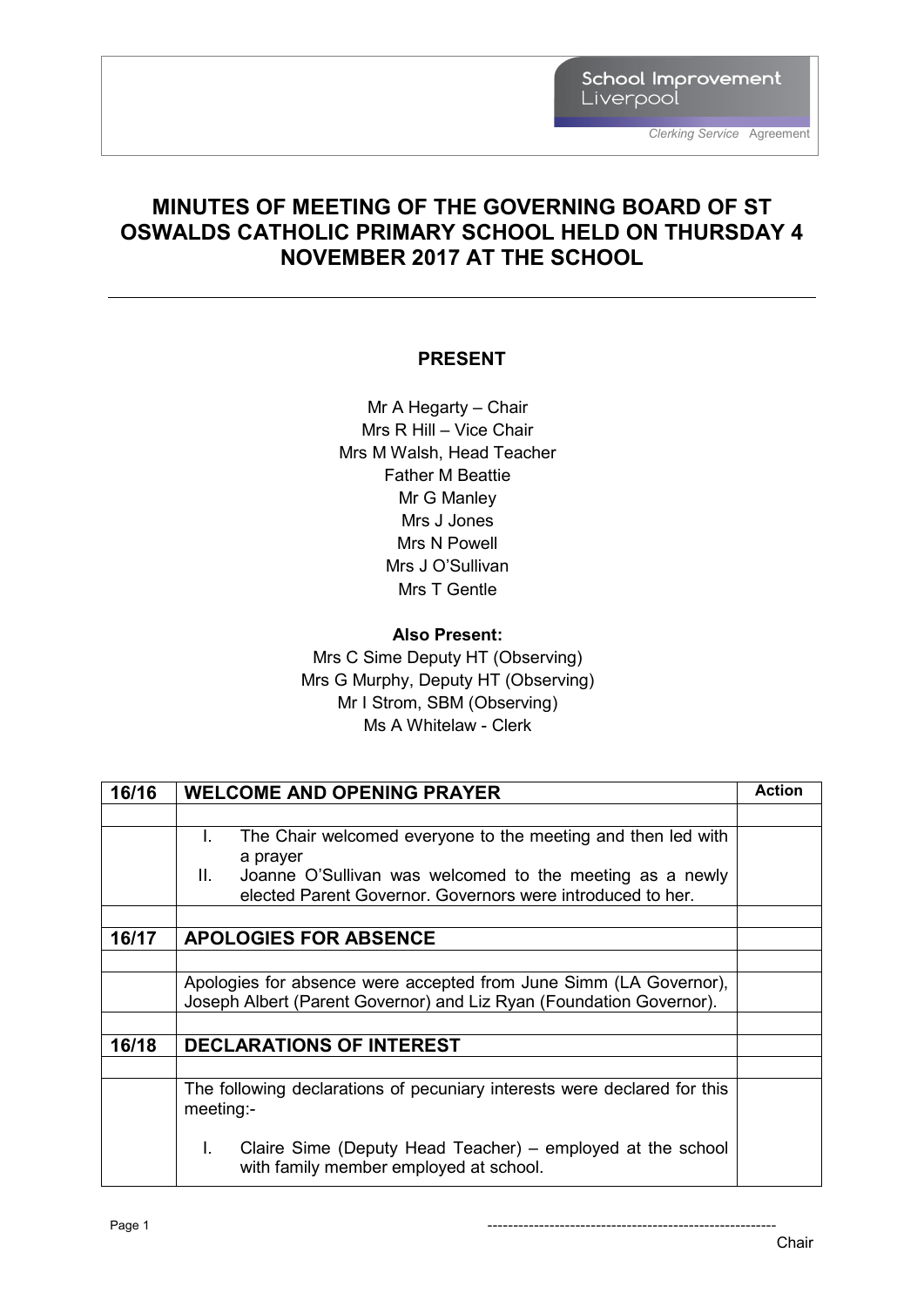School Improvement Liverpool

*Clerking Service* Agreement

# MINUTES OF MEETING OF THE GOVERNING BOARD OF ST OSWALDS CATHOLIC PRIMARY SCHOOL HELD ON THURSDAY 4 NOVEMBER 2017 AT THE SCHOOL

## PRESENT

Mr A Hegarty – Chair
Mrs R Hill – Vice Chair
Mrs M Walsh, Head Teacher
Father M Beattie
Mr G Manley
Mrs J Jones
Mrs N Powell
Mrs J O'Sullivan
Mrs T Gentle

**Also Present:**
Mrs C Sime Deputy HT (Observing)
Mrs G Murphy, Deputy HT (Observing)
Mr I Strom, SBM (Observing)
Ms A Whitelaw - Clerk

| | | Action |
|---|---|---|
| **16/16** | **WELCOME AND OPENING PRAYER** | |
| | | |
| | I. The Chair welcomed everyone to the meeting and then led with a prayer<br>II. Joanne O'Sullivan was welcomed to the meeting as a newly elected Parent Governor. Governors were introduced to her. | |
| | | |
| **16/17** | **APOLOGIES FOR ABSENCE** | |
| | | |
| | Apologies for absence were accepted from June Simm (LA Governor), Joseph Albert (Parent Governor) and Liz Ryan (Foundation Governor). | |
| | | |
| **16/18** | **DECLARATIONS OF INTEREST** | |
| | | |
| | The following declarations of pecuniary interests were declared for this meeting:-<br><br>I. Claire Sime (Deputy Head Teacher) – employed at the school with family member employed at school. | |

---------------------------------------------------------
Chair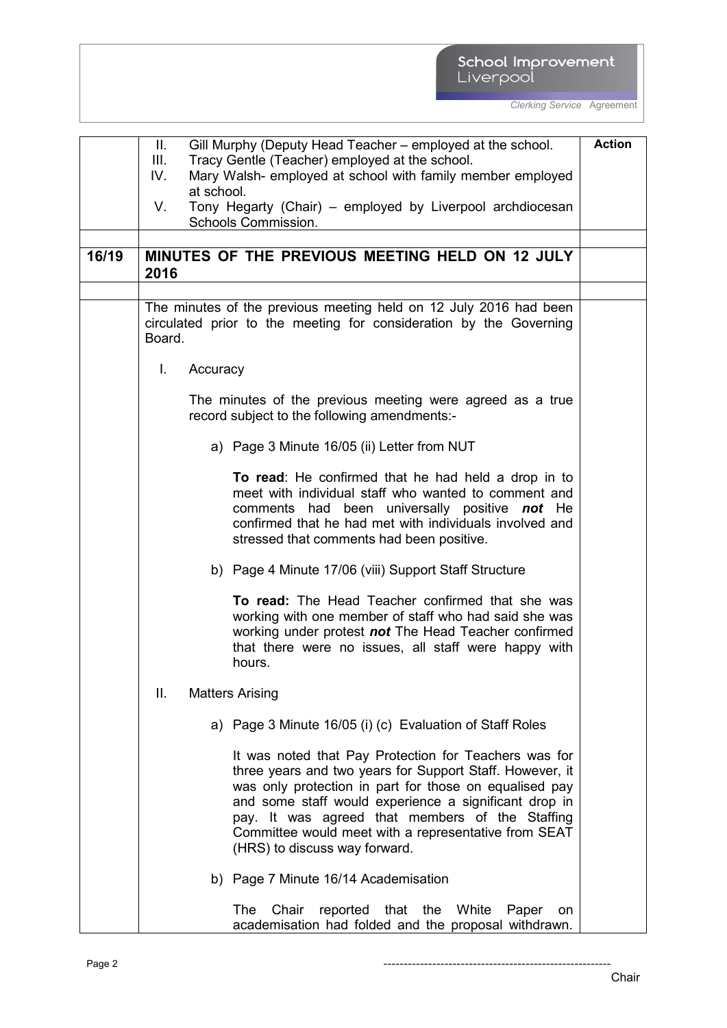| | | Action |
|---|---|---|
| | II. Gill Murphy (Deputy Head Teacher – employed at the school.<br>III. Tracy Gentle (Teacher) employed at the school.<br>IV. Mary Walsh- employed at school with family member employed at school.<br>V. Tony Hegarty (Chair) – employed by Liverpool archdiocesan Schools Commission. | |
| **16/19** | **MINUTES OF THE PREVIOUS MEETING HELD ON 12 JULY 2016** | |
| | The minutes of the previous meeting held on 12 July 2016 had been circulated prior to the meeting for consideration by the Governing Board.<br><br>I. Accuracy<br><br>The minutes of the previous meeting were agreed as a true record subject to the following amendments:-<br><br>a) Page 3 Minute 16/05 (ii) Letter from NUT<br><br>**To read**: He confirmed that he had held a drop in to meet with individual staff who wanted to comment and comments had been universally positive ***not*** He confirmed that he had met with individuals involved and stressed that comments had been positive.<br><br>b) Page 4 Minute 17/06 (viii) Support Staff Structure<br><br>**To read:** The Head Teacher confirmed that she was working with one member of staff who had said she was working under protest ***not*** The Head Teacher confirmed that there were no issues, all staff were happy with hours.<br><br>II. Matters Arising<br><br>a) Page 3 Minute 16/05 (i) (c) Evaluation of Staff Roles<br><br>It was noted that Pay Protection for Teachers was for three years and two years for Support Staff. However, it was only protection in part for those on equalised pay and some staff would experience a significant drop in pay. It was agreed that members of the Staffing Committee would meet with a representative from SEAT (HRS) to discuss way forward.<br><br>b) Page 7 Minute 16/14 Academisation<br><br>The Chair reported that the White Paper on academisation had folded and the proposal withdrawn. | |

---------------------------------------------------------
Chair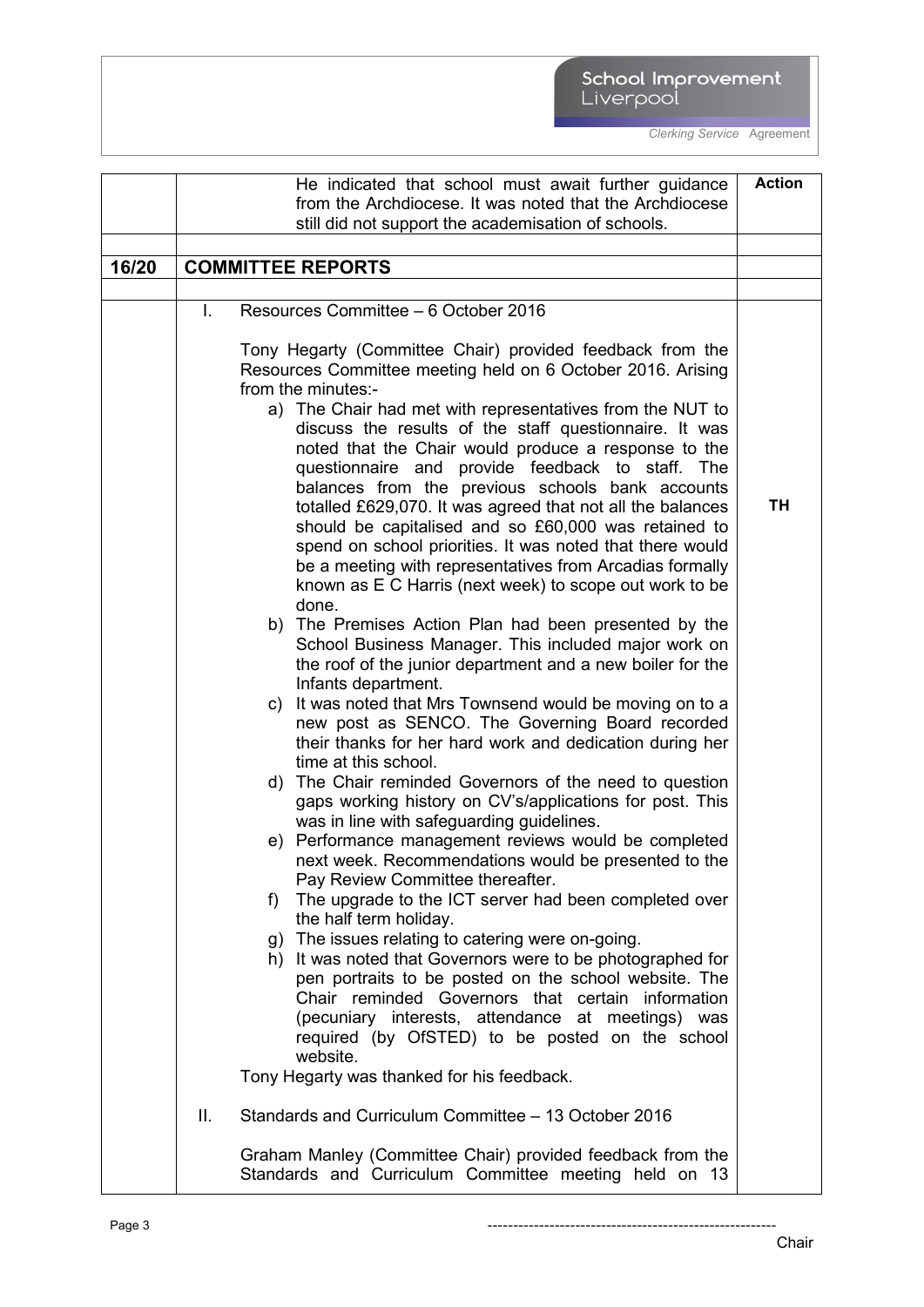| | | Action |
|---|---|---|
| | He indicated that school must await further guidance from the Archdiocese. It was noted that the Archdiocese still did not support the academisation of schools. | |
| | | |
| **16/20** | **COMMITTEE REPORTS** | |
| | | |
| | I. Resources Committee – 6 October 2016<br><br>Tony Hegarty (Committee Chair) provided feedback from the Resources Committee meeting held on 6 October 2016. Arising from the minutes:-<br>a) The Chair had met with representatives from the NUT to discuss the results of the staff questionnaire. It was noted that the Chair would produce a response to the questionnaire and provide feedback to staff. The balances from the previous schools bank accounts totalled £629,070. It was agreed that not all the balances should be capitalised and so £60,000 was retained to spend on school priorities. It was noted that there would be a meeting with representatives from Arcadias formally known as E C Harris (next week) to scope out work to be done.<br>b) The Premises Action Plan had been presented by the School Business Manager. This included major work on the roof of the junior department and a new boiler for the Infants department.<br>c) It was noted that Mrs Townsend would be moving on to a new post as SENCO. The Governing Board recorded their thanks for her hard work and dedication during her time at this school.<br>d) The Chair reminded Governors of the need to question gaps working history on CV's/applications for post. This was in line with safeguarding guidelines.<br>e) Performance management reviews would be completed next week. Recommendations would be presented to the Pay Review Committee thereafter.<br>f) The upgrade to the ICT server had been completed over the half term holiday.<br>g) The issues relating to catering were on-going.<br>h) It was noted that Governors were to be photographed for pen portraits to be posted on the school website. The Chair reminded Governors that certain information (pecuniary interests, attendance at meetings) was required (by OfSTED) to be posted on the school website.<br>Tony Hegarty was thanked for his feedback.<br><br>II. Standards and Curriculum Committee – 13 October 2016<br><br>Graham Manley (Committee Chair) provided feedback from the Standards and Curriculum Committee meeting held on 13 | **TH** |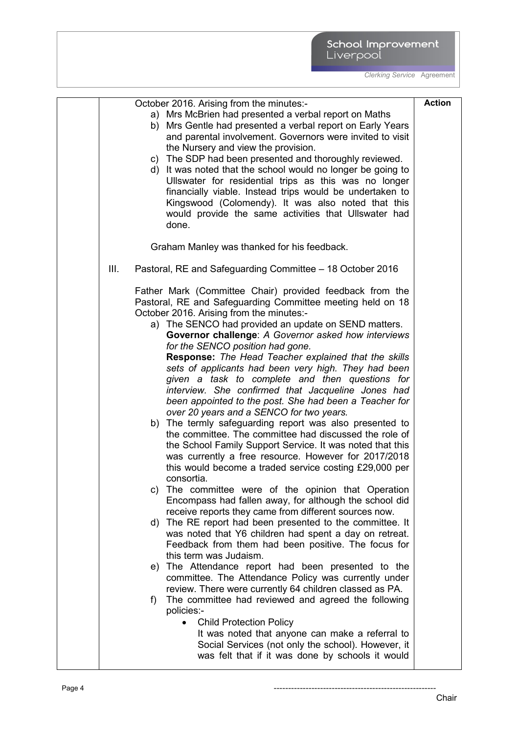October 2016. Arising from the minutes:-

a) Mrs McBrien had presented a verbal report on Maths
b) Mrs Gentle had presented a verbal report on Early Years and parental involvement. Governors were invited to visit the Nursery and view the provision.
c) The SDP had been presented and thoroughly reviewed.
d) It was noted that the school would no longer be going to Ullswater for residential trips as this was no longer financially viable. Instead trips would be undertaken to Kingswood (Colomendy). It was also noted that this would provide the same activities that Ullswater had done.

Graham Manley was thanked for his feedback.

III. Pastoral, RE and Safeguarding Committee – 18 October 2016

Father Mark (Committee Chair) provided feedback from the Pastoral, RE and Safeguarding Committee meeting held on 18 October 2016. Arising from the minutes:-

a) The SENCO had provided an update on SEND matters.
   **Governor challenge**: *A Governor asked how interviews for the SENCO position had gone.*
   **Response:** *The Head Teacher explained that the skills sets of applicants had been very high. They had been given a task to complete and then questions for interview. She confirmed that Jacqueline Jones had been appointed to the post. She had been a Teacher for over 20 years and a SENCO for two years.*
b) The termly safeguarding report was also presented to the committee. The committee had discussed the role of the School Family Support Service. It was noted that this was currently a free resource. However for 2017/2018 this would become a traded service costing £29,000 per consortia.
c) The committee were of the opinion that Operation Encompass had fallen away, for although the school did receive reports they came from different sources now.
d) The RE report had been presented to the committee. It was noted that Y6 children had spent a day on retreat. Feedback from them had been positive. The focus for this term was Judaism.
e) The Attendance report had been presented to the committee. The Attendance Policy was currently under review. There were currently 64 children classed as PA.
f) The committee had reviewed and agreed the following policies:-
   - Child Protection Policy
     It was noted that anyone can make a referral to Social Services (not only the school). However, it was felt that if it was done by schools it would

**Action**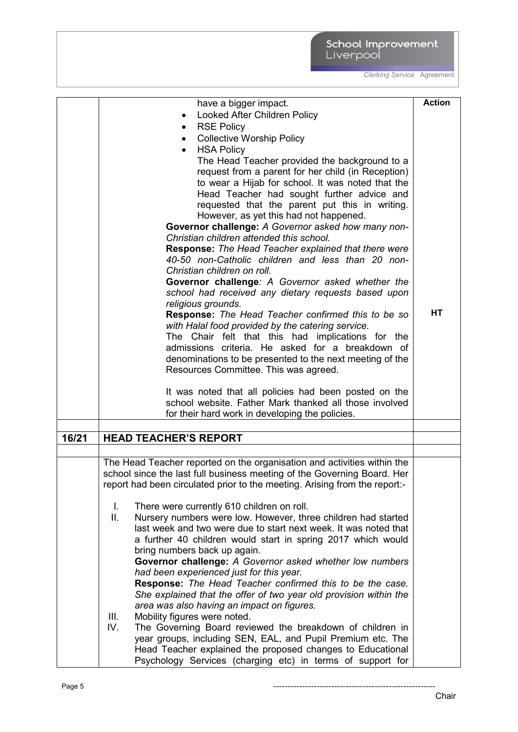| | | Action |
|---|---|---|
| | have a bigger impact.<br>• Looked After Children Policy<br>• RSE Policy<br>• Collective Worship Policy<br>• HSA Policy<br>The Head Teacher provided the background to a request from a parent for her child (in Reception) to wear a Hijab for school. It was noted that the Head Teacher had sought further advice and requested that the parent put this in writing. However, as yet this had not happened.<br>**Governor challenge:** *A Governor asked how many non-Christian children attended this school.*<br>**Response:** *The Head Teacher explained that there were 40-50 non-Catholic children and less than 20 non-Christian children on roll.*<br>**Governor challenge***: A Governor asked whether the school had received any dietary requests based upon religious grounds.*<br>**Response:** *The Head Teacher confirmed this to be so with Halal food provided by the catering service.*<br>The Chair felt that this had implications for the admissions criteria. He asked for a breakdown of denominations to be presented to the next meeting of the Resources Committee. This was agreed.<br><br>It was noted that all policies had been posted on the school website. Father Mark thanked all those involved for their hard work in developing the policies. | **HT** |
| | | |
| **16/21** | **HEAD TEACHER'S REPORT** | |
| | | |
| | The Head Teacher reported on the organisation and activities within the school since the last full business meeting of the Governing Board. Her report had been circulated prior to the meeting. Arising from the report:-<br><br>I. There were currently 610 children on roll.<br>II. Nursery numbers were low. However, three children had started last week and two were due to start next week. It was noted that a further 40 children would start in spring 2017 which would bring numbers back up again.<br>**Governor challenge:** *A Governor asked whether low numbers had been experienced just for this year.*<br>**Response:** *The Head Teacher confirmed this to be the case. She explained that the offer of two year old provision within the area was also having an impact on figures.*<br>III. Mobility figures were noted.<br>IV. The Governing Board reviewed the breakdown of children in year groups, including SEN, EAL, and Pupil Premium etc. The Head Teacher explained the proposed changes to Educational Psychology Services (charging etc) in terms of support for | |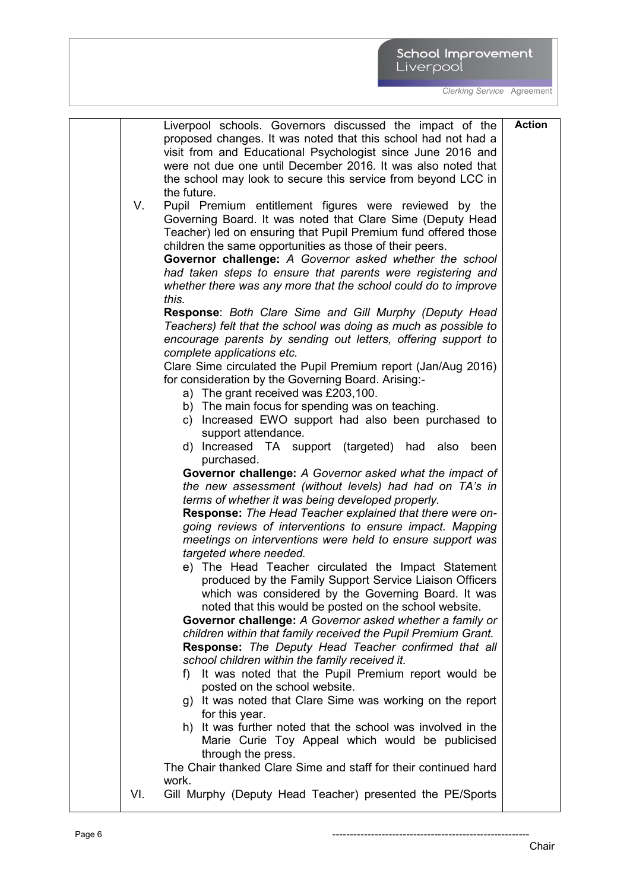Liverpool schools. Governors discussed the impact of the proposed changes. It was noted that this school had not had a visit from and Educational Psychologist since June 2016 and were not due one until December 2016. It was also noted that the school may look to secure this service from beyond LCC in the future.

**Action**

V. Pupil Premium entitlement figures were reviewed by the Governing Board. It was noted that Clare Sime (Deputy Head Teacher) led on ensuring that Pupil Premium fund offered those children the same opportunities as those of their peers.

**Governor challenge:** *A Governor asked whether the school had taken steps to ensure that parents were registering and whether there was any more that the school could do to improve this.*

**Response**: *Both Clare Sime and Gill Murphy (Deputy Head Teachers) felt that the school was doing as much as possible to encourage parents by sending out letters, offering support to complete applications etc.*

Clare Sime circulated the Pupil Premium report (Jan/Aug 2016) for consideration by the Governing Board. Arising:-

a) The grant received was £203,100.
b) The main focus for spending was on teaching.
c) Increased EWO support had also been purchased to support attendance.
d) Increased TA support (targeted) had also been purchased.

**Governor challenge:** *A Governor asked what the impact of the new assessment (without levels) had had on TA's in terms of whether it was being developed properly.*

**Response:** *The Head Teacher explained that there were on-going reviews of interventions to ensure impact. Mapping meetings on interventions were held to ensure support was targeted where needed.*

e) The Head Teacher circulated the Impact Statement produced by the Family Support Service Liaison Officers which was considered by the Governing Board. It was noted that this would be posted on the school website.

**Governor challenge:** *A Governor asked whether a family or children within that family received the Pupil Premium Grant.*

**Response:** *The Deputy Head Teacher confirmed that all school children within the family received it.*

f) It was noted that the Pupil Premium report would be posted on the school website.
g) It was noted that Clare Sime was working on the report for this year.
h) It was further noted that the school was involved in the Marie Curie Toy Appeal which would be publicised through the press.

The Chair thanked Clare Sime and staff for their continued hard work.

VI. Gill Murphy (Deputy Head Teacher) presented the PE/Sports

---------------------------------------------------------
Chair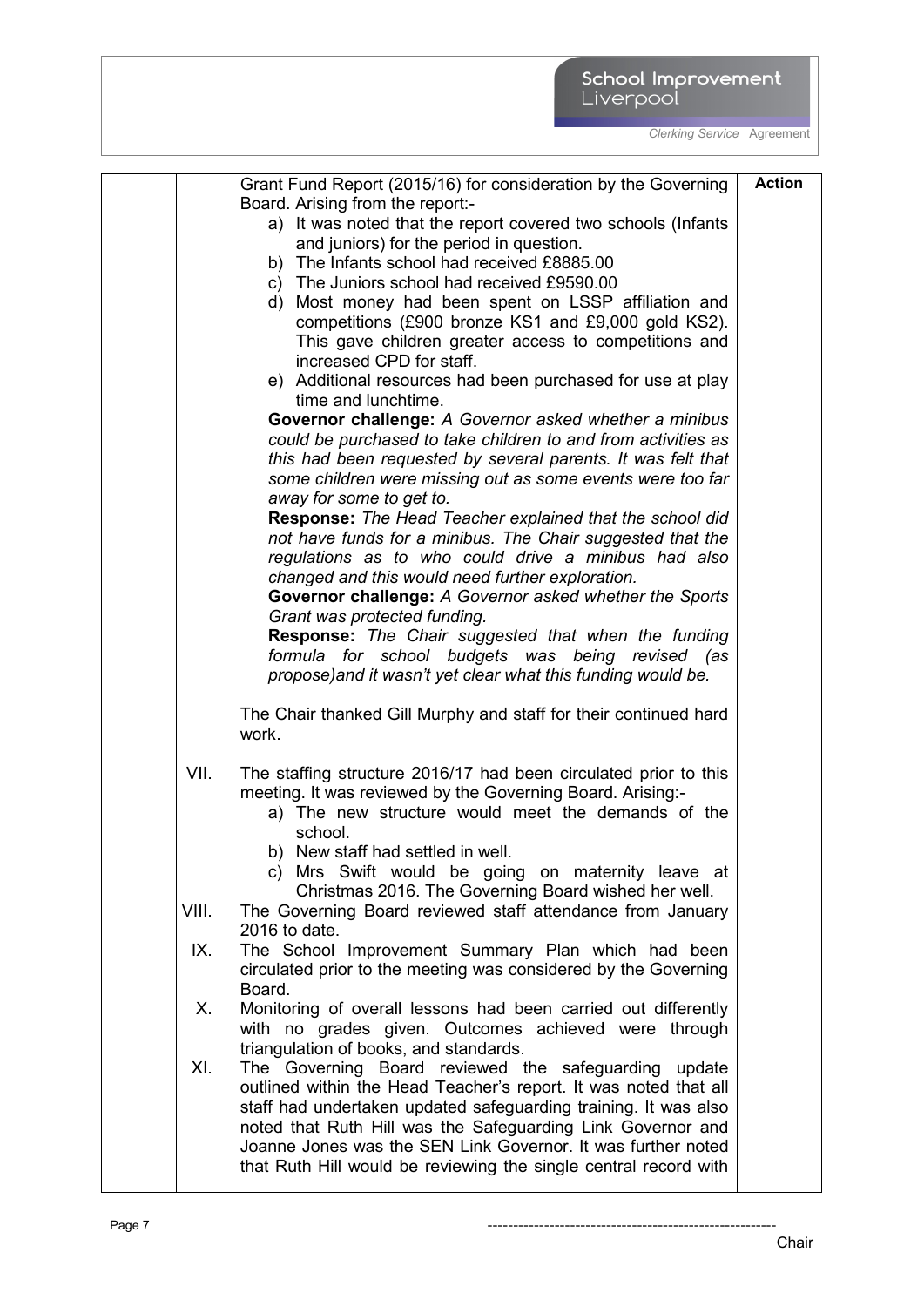| | | Action |
|---|---|---|
| | Grant Fund Report (2015/16) for consideration by the Governing Board. Arising from the report:-<br>a) It was noted that the report covered two schools (Infants and juniors) for the period in question.<br>b) The Infants school had received £8885.00<br>c) The Juniors school had received £9590.00<br>d) Most money had been spent on LSSP affiliation and competitions (£900 bronze KS1 and £9,000 gold KS2). This gave children greater access to competitions and increased CPD for staff.<br>e) Additional resources had been purchased for use at play time and lunchtime.<br>**Governor challenge:** *A Governor asked whether a minibus could be purchased to take children to and from activities as this had been requested by several parents. It was felt that some children were missing out as some events were too far away for some to get to.*<br>**Response:** *The Head Teacher explained that the school did not have funds for a minibus. The Chair suggested that the regulations as to who could drive a minibus had also changed and this would need further exploration.*<br>**Governor challenge:** *A Governor asked whether the Sports Grant was protected funding.*<br>**Response:** *The Chair suggested that when the funding formula for school budgets was being revised (as propose)and it wasn't yet clear what this funding would be.*<br><br>The Chair thanked Gill Murphy and staff for their continued hard work. | |
| VII. | The staffing structure 2016/17 had been circulated prior to this meeting. It was reviewed by the Governing Board. Arising:-<br>a) The new structure would meet the demands of the school.<br>b) New staff had settled in well.<br>c) Mrs Swift would be going on maternity leave at Christmas 2016. The Governing Board wished her well. | |
| VIII. | The Governing Board reviewed staff attendance from January 2016 to date. | |
| IX. | The School Improvement Summary Plan which had been circulated prior to the meeting was considered by the Governing Board. | |
| X. | Monitoring of overall lessons had been carried out differently with no grades given. Outcomes achieved were through triangulation of books, and standards. | |
| XI. | The Governing Board reviewed the safeguarding update outlined within the Head Teacher's report. It was noted that all staff had undertaken updated safeguarding training. It was also noted that Ruth Hill was the Safeguarding Link Governor and Joanne Jones was the SEN Link Governor. It was further noted that Ruth Hill would be reviewing the single central record with | |

---------------------------------------------------------
Chair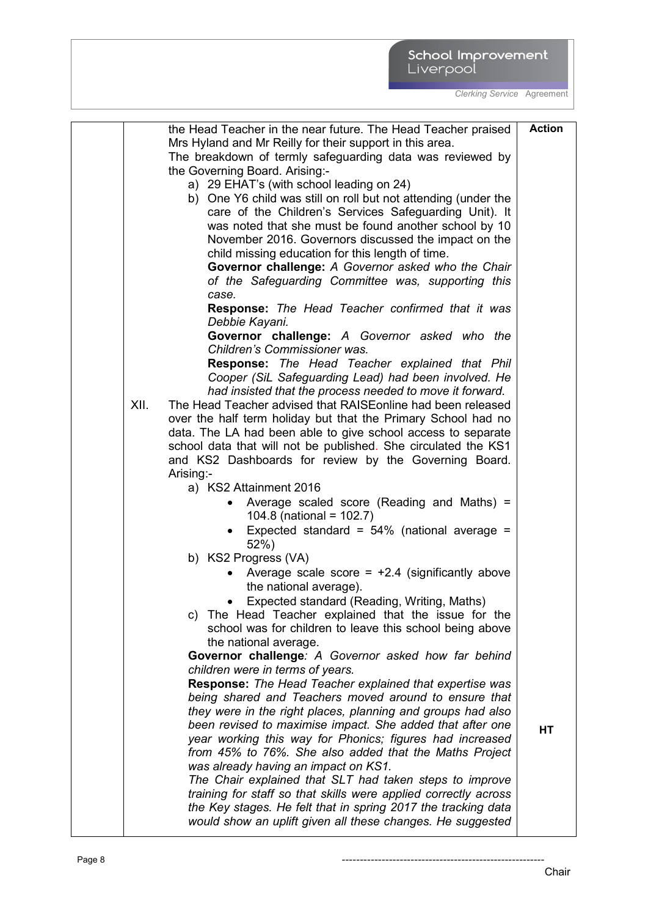the Head Teacher in the near future. The Head Teacher praised Mrs Hyland and Mr Reilly for their support in this area.

The breakdown of termly safeguarding data was reviewed by the Governing Board. Arising:-

a) 29 EHAT's (with school leading on 24)

b) One Y6 child was still on roll but not attending (under the care of the Children's Services Safeguarding Unit). It was noted that she must be found another school by 10 November 2016. Governors discussed the impact on the child missing education for this length of time.

**Governor challenge:** *A Governor asked who the Chair of the Safeguarding Committee was, supporting this case.*

**Response:** *The Head Teacher confirmed that it was Debbie Kayani.*

**Governor challenge:** *A Governor asked who the Children's Commissioner was.*

**Response:** *The Head Teacher explained that Phil Cooper (SiL Safeguarding Lead) had been involved. He had insisted that the process needed to move it forward.*

XII. The Head Teacher advised that RAISEonline had been released over the half term holiday but that the Primary School had no data. The LA had been able to give school access to separate school data that will not be published. She circulated the KS1 and KS2 Dashboards for review by the Governing Board. Arising:-

a) KS2 Attainment 2016
- Average scaled score (Reading and Maths) = 104.8 (national = 102.7)
- Expected standard = 54% (national average = 52%)

b) KS2 Progress (VA)
- Average scale score = +2.4 (significantly above the national average).
- Expected standard (Reading, Writing, Maths)

c) The Head Teacher explained that the issue for the school was for children to leave this school being above the national average.

**Governor challenge***: A Governor asked how far behind children were in terms of years.*

**Response:** *The Head Teacher explained that expertise was being shared and Teachers moved around to ensure that they were in the right places, planning and groups had also been revised to maximise impact. She added that after one year working this way for Phonics; figures had increased from 45% to 76%. She also added that the Maths Project was already having an impact on KS1.*

*The Chair explained that SLT had taken steps to improve training for staff so that skills were applied correctly across the Key stages. He felt that in spring 2017 the tracking data would show an uplift given all these changes. He suggested*

**Action**

**HT**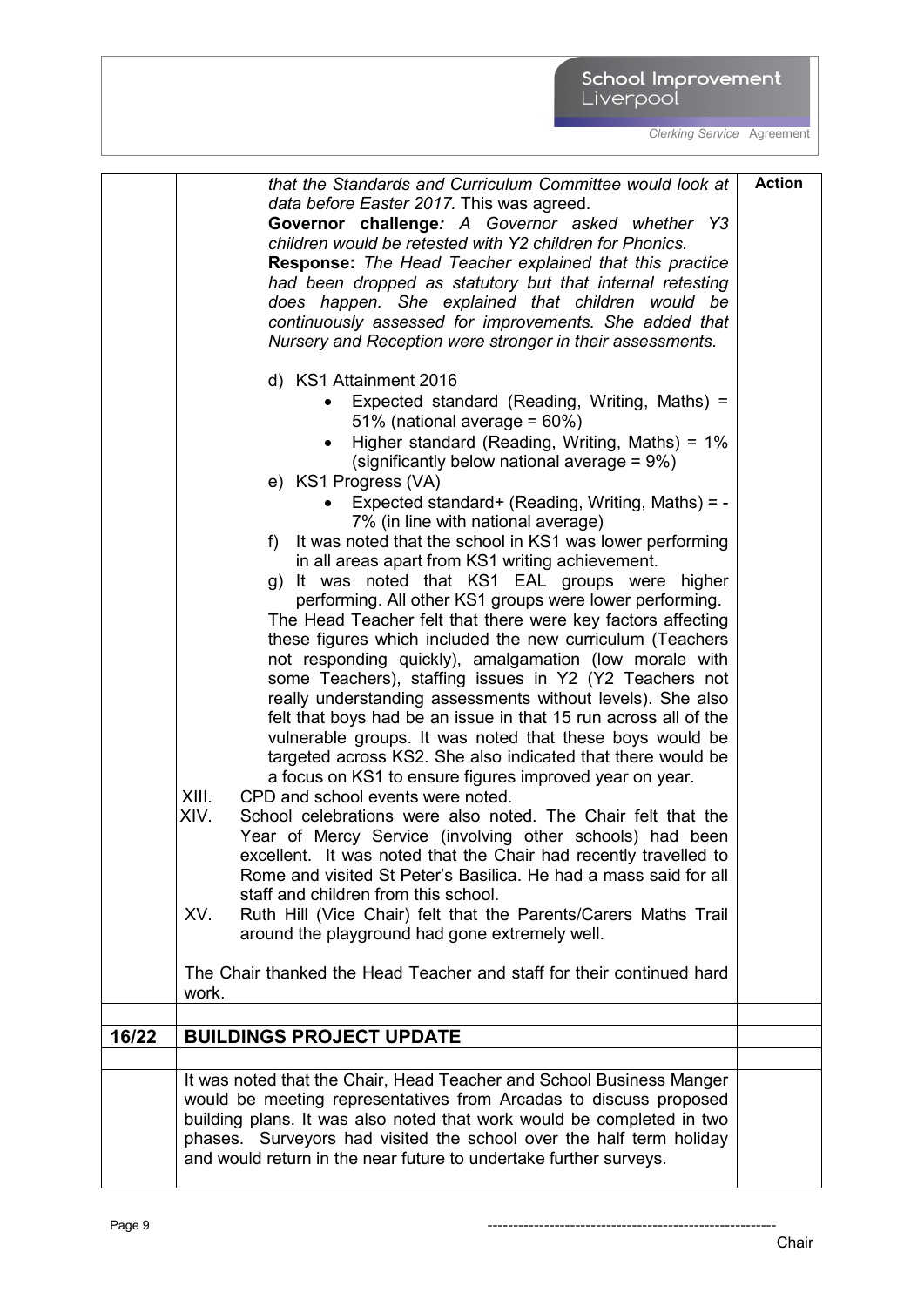*that the Standards and Curriculum Committee would look at data before Easter 2017.* This was agreed.

**Action**

**Governor challenge***: A Governor asked whether Y3 children would be retested with Y2 children for Phonics.*

**Response:** *The Head Teacher explained that this practice had been dropped as statutory but that internal retesting does happen. She explained that children would be continuously assessed for improvements. She added that Nursery and Reception were stronger in their assessments.*

d) KS1 Attainment 2016
- Expected standard (Reading, Writing, Maths) = 51% (national average = 60%)
- Higher standard (Reading, Writing, Maths) = 1% (significantly below national average = 9%)

e) KS1 Progress (VA)
- Expected standard+ (Reading, Writing, Maths) = -7% (in line with national average)

f) It was noted that the school in KS1 was lower performing in all areas apart from KS1 writing achievement.

g) It was noted that KS1 EAL groups were higher performing. All other KS1 groups were lower performing.

The Head Teacher felt that there were key factors affecting these figures which included the new curriculum (Teachers not responding quickly), amalgamation (low morale with some Teachers), staffing issues in Y2 (Y2 Teachers not really understanding assessments without levels). She also felt that boys had be an issue in that 15 run across all of the vulnerable groups. It was noted that these boys would be targeted across KS2. She also indicated that there would be a focus on KS1 to ensure figures improved year on year.

XIII. CPD and school events were noted.

XIV. School celebrations were also noted. The Chair felt that the Year of Mercy Service (involving other schools) had been excellent. It was noted that the Chair had recently travelled to Rome and visited St Peter's Basilica. He had a mass said for all staff and children from this school.

XV. Ruth Hill (Vice Chair) felt that the Parents/Carers Maths Trail around the playground had gone extremely well.

The Chair thanked the Head Teacher and staff for their continued hard work.

## 16/22 BUILDINGS PROJECT UPDATE

It was noted that the Chair, Head Teacher and School Business Manger would be meeting representatives from Arcadas to discuss proposed building plans. It was also noted that work would be completed in two phases. Surveyors had visited the school over the half term holiday and would return in the near future to undertake further surveys.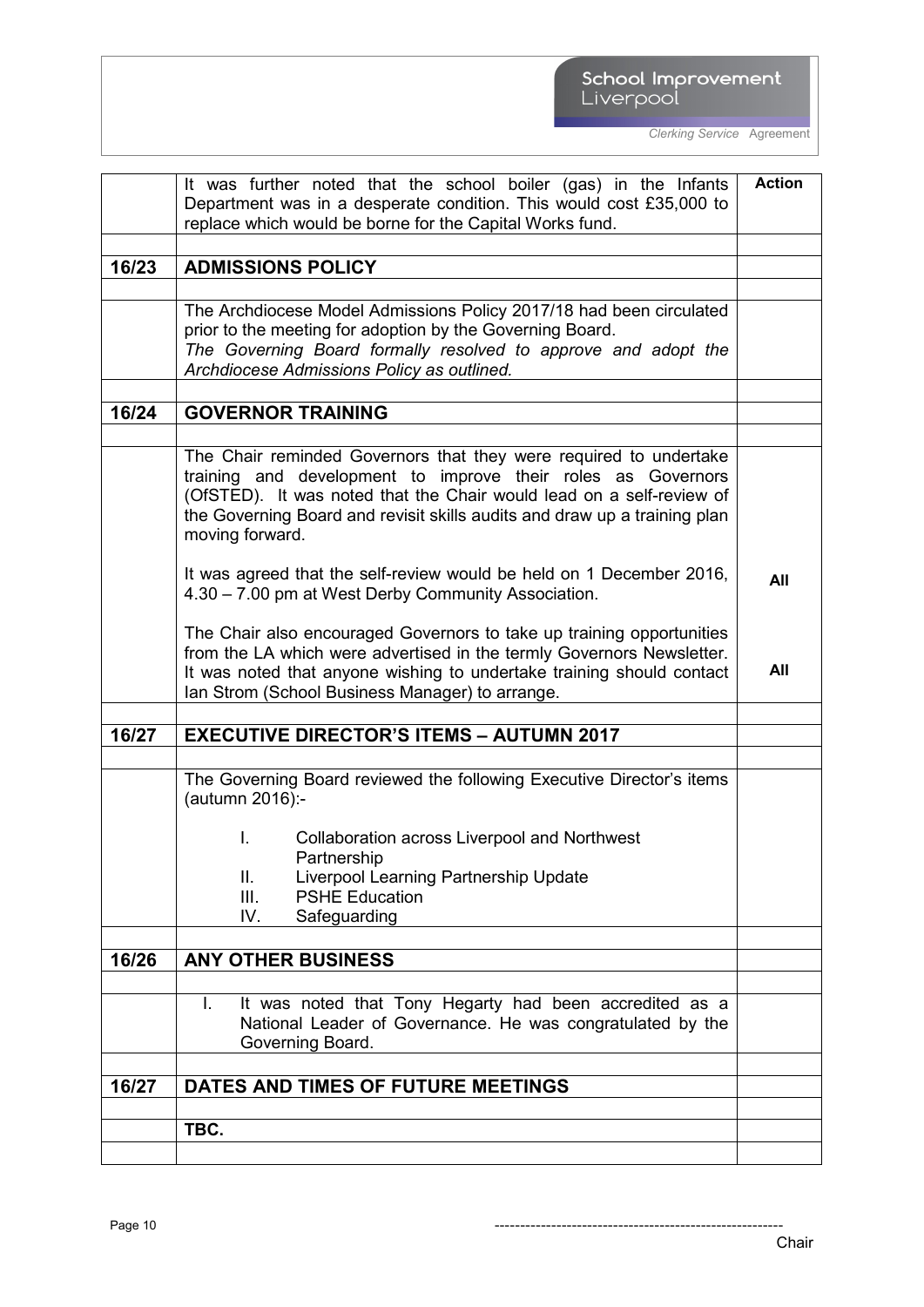| | | |
|---|---|---|
| | It was further noted that the school boiler (gas) in the Infants Department was in a desperate condition. This would cost £35,000 to replace which would be borne for the Capital Works fund. | **Action** |
| | | |
| **16/23** | **ADMISSIONS POLICY** | |
| | | |
| | The Archdiocese Model Admissions Policy 2017/18 had been circulated prior to the meeting for adoption by the Governing Board. *The Governing Board formally resolved to approve and adopt the Archdiocese Admissions Policy as outlined.* | |
| | | |
| **16/24** | **GOVERNOR TRAINING** | |
| | | |
| | The Chair reminded Governors that they were required to undertake training and development to improve their roles as Governors (OfSTED). It was noted that the Chair would lead on a self-review of the Governing Board and revisit skills audits and draw up a training plan moving forward. | |
| | It was agreed that the self-review would be held on 1 December 2016, 4.30 – 7.00 pm at West Derby Community Association. | **All** |
| | The Chair also encouraged Governors to take up training opportunities from the LA which were advertised in the termly Governors Newsletter. It was noted that anyone wishing to undertake training should contact Ian Strom (School Business Manager) to arrange. | **All** |
| | | |
| **16/27** | **EXECUTIVE DIRECTOR'S ITEMS – AUTUMN 2017** | |
| | | |
| | The Governing Board reviewed the following Executive Director's items (autumn 2016):-<br><br>I. Collaboration across Liverpool and Northwest Partnership<br>II. Liverpool Learning Partnership Update<br>III. PSHE Education<br>IV. Safeguarding | |
| | | |
| **16/26** | **ANY OTHER BUSINESS** | |
| | | |
| | I. It was noted that Tony Hegarty had been accredited as a National Leader of Governance. He was congratulated by the Governing Board. | |
| | | |
| **16/27** | **DATES AND TIMES OF FUTURE MEETINGS** | |
| | | |
| | **TBC.** | |
| | | |

--------------------------------------------------------
Chair